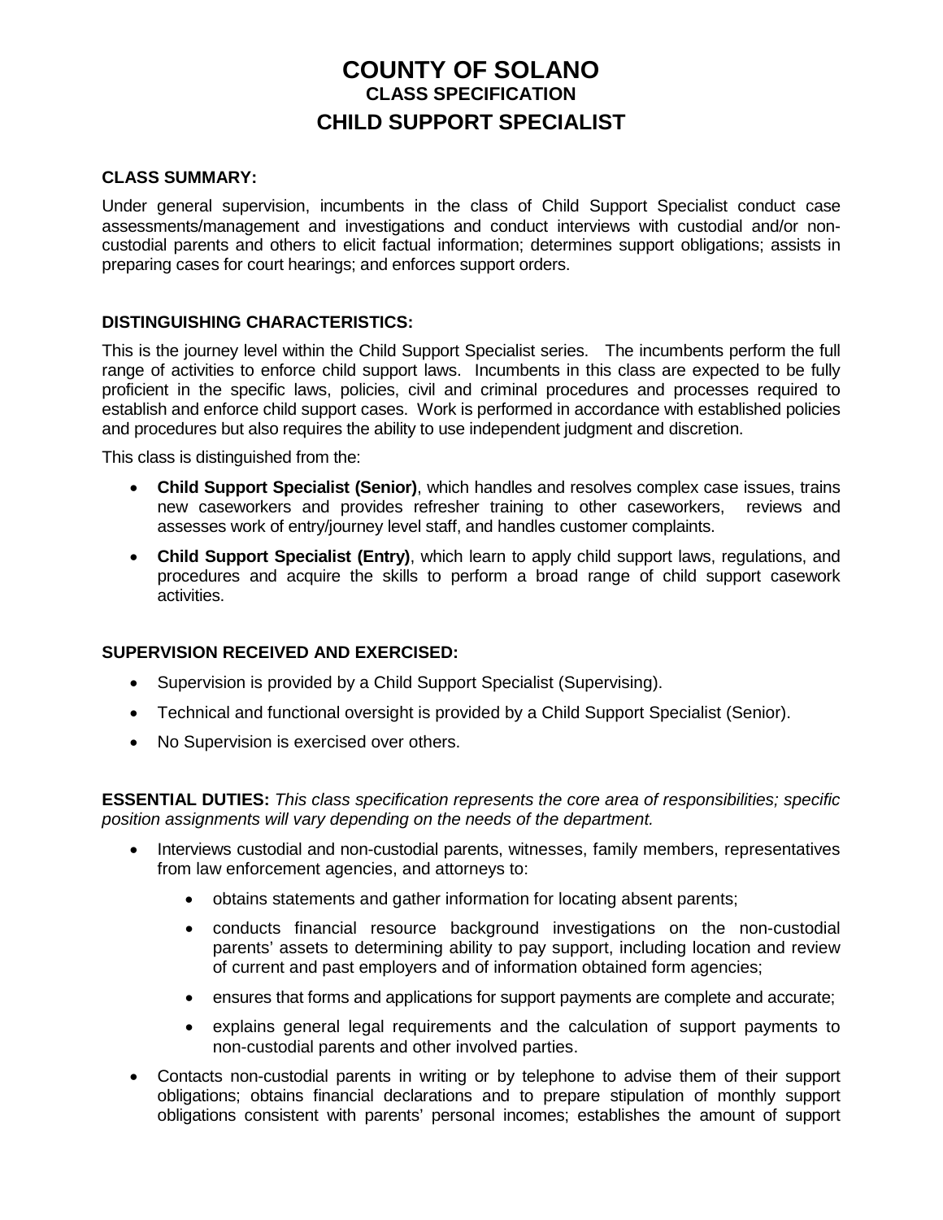# COUNTY OF SOLANO

## CLASS SPECIFICATION

## CHILD SUPPORT SPECIALIST

**CLASS SUMMARY:**

Under general supervision, incumbents in the class of Child Support Specialist conduct case assessments/management and investigations and conduct interviews with custodial and/or non-custodial parents and others to elicit factual information; determines support obligations; assists in preparing cases for court hearings; and enforces support orders.

**DISTINGUISHING CHARACTERISTICS:**

This is the journey level within the Child Support Specialist series. The incumbents perform the full range of activities to enforce child support laws. Incumbents in this class are expected to be fully proficient in the specific laws, policies, civil and criminal procedures and processes required to establish and enforce child support cases. Work is performed in accordance with established policies and procedures but also requires the ability to use independent judgment and discretion.

This class is distinguished from the:

- **Child Support Specialist (Senior)**, which handles and resolves complex case issues, trains new caseworkers and provides refresher training to other caseworkers, reviews and assesses work of entry/journey level staff, and handles customer complaints.
- **Child Support Specialist (Entry)**, which learn to apply child support laws, regulations, and procedures and acquire the skills to perform a broad range of child support casework activities.

**SUPERVISION RECEIVED AND EXERCISED:**

- Supervision is provided by a Child Support Specialist (Supervising).
- Technical and functional oversight is provided by a Child Support Specialist (Senior).
- No Supervision is exercised over others.

**ESSENTIAL DUTIES:** *This class specification represents the core area of responsibilities; specific position assignments will vary depending on the needs of the department.*

- Interviews custodial and non-custodial parents, witnesses, family members, representatives from law enforcement agencies, and attorneys to:
    - obtains statements and gather information for locating absent parents;
    - conducts financial resource background investigations on the non-custodial parents' assets to determining ability to pay support, including location and review of current and past employers and of information obtained form agencies;
    - ensures that forms and applications for support payments are complete and accurate;
    - explains general legal requirements and the calculation of support payments to non-custodial parents and other involved parties.
- Contacts non-custodial parents in writing or by telephone to advise them of their support obligations; obtains financial declarations and to prepare stipulation of monthly support obligations consistent with parents' personal incomes; establishes the amount of support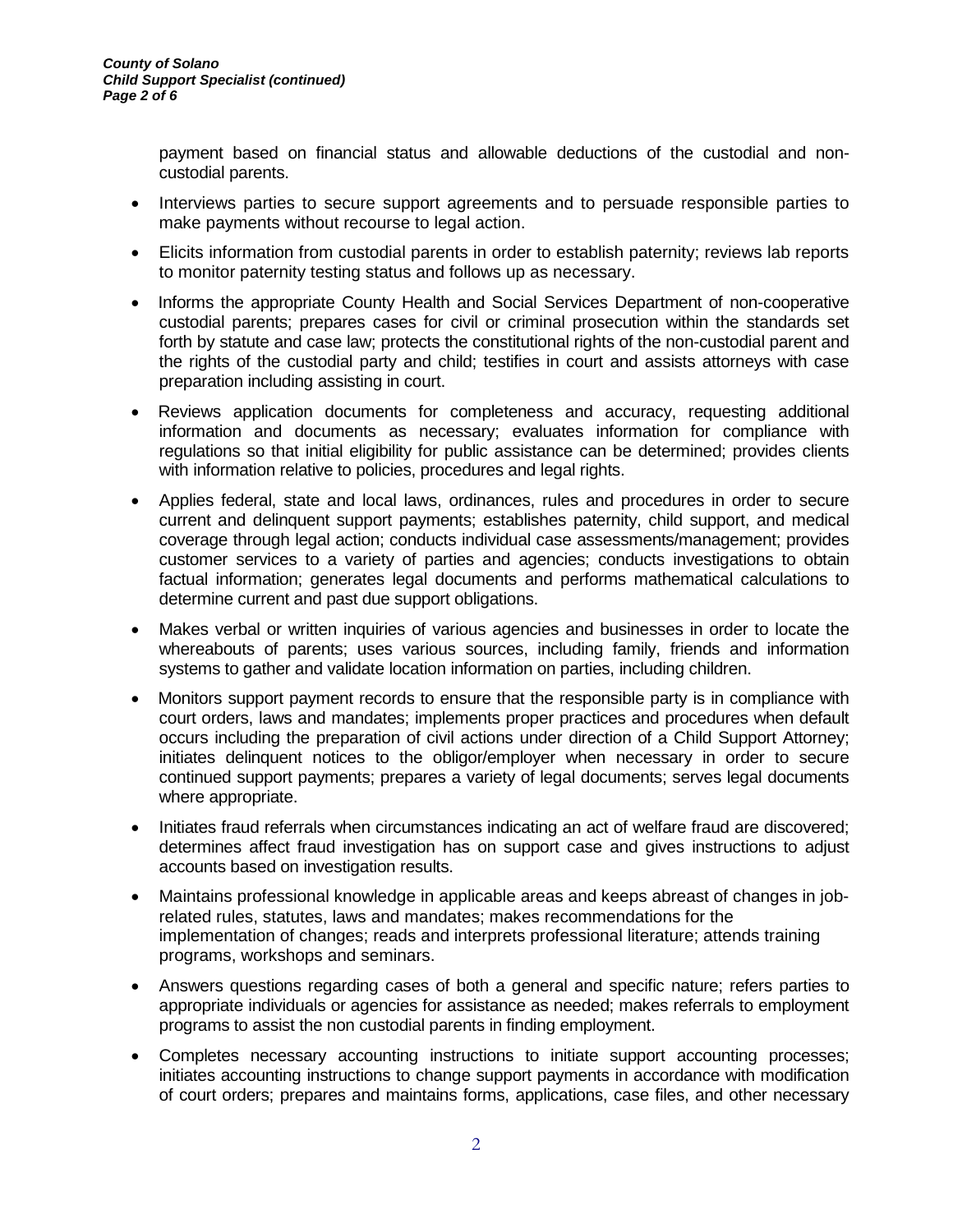payment based on financial status and allowable deductions of the custodial and non-custodial parents.

- Interviews parties to secure support agreements and to persuade responsible parties to make payments without recourse to legal action.
- Elicits information from custodial parents in order to establish paternity; reviews lab reports to monitor paternity testing status and follows up as necessary.
- Informs the appropriate County Health and Social Services Department of non-cooperative custodial parents; prepares cases for civil or criminal prosecution within the standards set forth by statute and case law; protects the constitutional rights of the non-custodial parent and the rights of the custodial party and child; testifies in court and assists attorneys with case preparation including assisting in court.
- Reviews application documents for completeness and accuracy, requesting additional information and documents as necessary; evaluates information for compliance with regulations so that initial eligibility for public assistance can be determined; provides clients with information relative to policies, procedures and legal rights.
- Applies federal, state and local laws, ordinances, rules and procedures in order to secure current and delinquent support payments; establishes paternity, child support, and medical coverage through legal action; conducts individual case assessments/management; provides customer services to a variety of parties and agencies; conducts investigations to obtain factual information; generates legal documents and performs mathematical calculations to determine current and past due support obligations.
- Makes verbal or written inquiries of various agencies and businesses in order to locate the whereabouts of parents; uses various sources, including family, friends and information systems to gather and validate location information on parties, including children.
- Monitors support payment records to ensure that the responsible party is in compliance with court orders, laws and mandates; implements proper practices and procedures when default occurs including the preparation of civil actions under direction of a Child Support Attorney; initiates delinquent notices to the obligor/employer when necessary in order to secure continued support payments; prepares a variety of legal documents; serves legal documents where appropriate.
- Initiates fraud referrals when circumstances indicating an act of welfare fraud are discovered; determines affect fraud investigation has on support case and gives instructions to adjust accounts based on investigation results.
- Maintains professional knowledge in applicable areas and keeps abreast of changes in job-related rules, statutes, laws and mandates; makes recommendations for the implementation of changes; reads and interprets professional literature; attends training programs, workshops and seminars.
- Answers questions regarding cases of both a general and specific nature; refers parties to appropriate individuals or agencies for assistance as needed; makes referrals to employment programs to assist the non custodial parents in finding employment.
- Completes necessary accounting instructions to initiate support accounting processes; initiates accounting instructions to change support payments in accordance with modification of court orders; prepares and maintains forms, applications, case files, and other necessary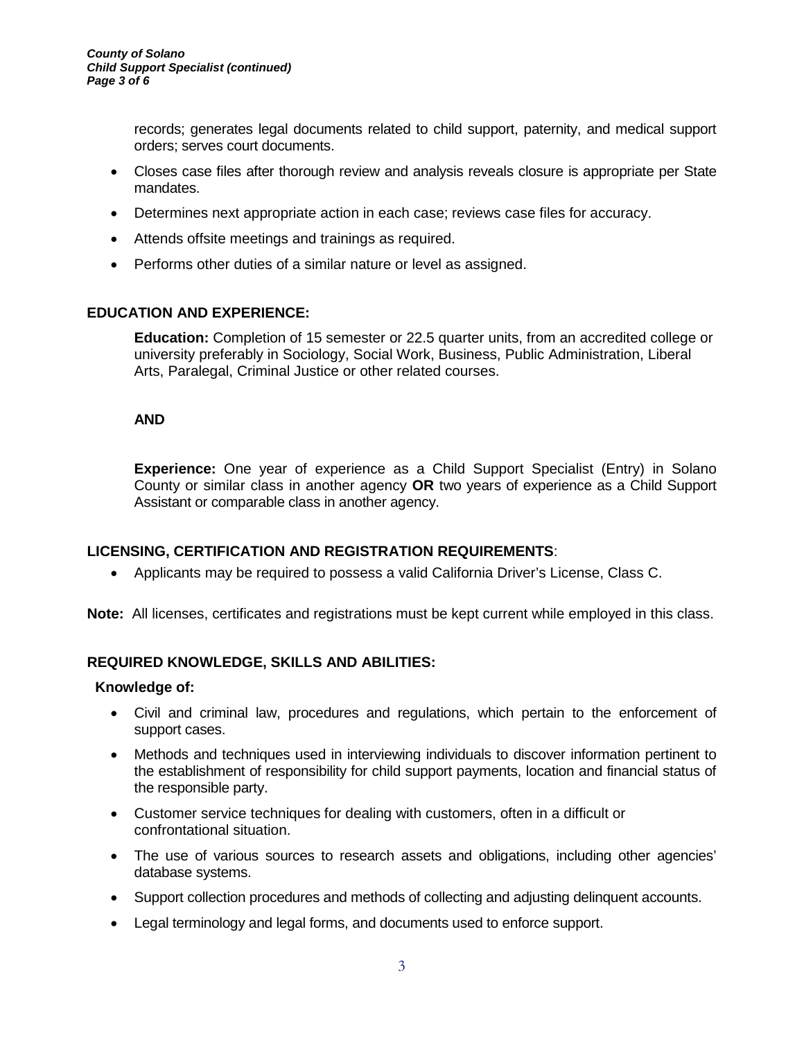records; generates legal documents related to child support, paternity, and medical support orders; serves court documents.

- Closes case files after thorough review and analysis reveals closure is appropriate per State mandates.
- Determines next appropriate action in each case; reviews case files for accuracy.
- Attends offsite meetings and trainings as required.
- Performs other duties of a similar nature or level as assigned.

## EDUCATION AND EXPERIENCE:

**Education:** Completion of 15 semester or 22.5 quarter units, from an accredited college or university preferably in Sociology, Social Work, Business, Public Administration, Liberal Arts, Paralegal, Criminal Justice or other related courses.

**AND**

**Experience:** One year of experience as a Child Support Specialist (Entry) in Solano County or similar class in another agency **OR** two years of experience as a Child Support Assistant or comparable class in another agency.

## LICENSING, CERTIFICATION AND REGISTRATION REQUIREMENTS:

- Applicants may be required to possess a valid California Driver's License, Class C.

**Note:** All licenses, certificates and registrations must be kept current while employed in this class.

## REQUIRED KNOWLEDGE, SKILLS AND ABILITIES:

**Knowledge of:**

- Civil and criminal law, procedures and regulations, which pertain to the enforcement of support cases.
- Methods and techniques used in interviewing individuals to discover information pertinent to the establishment of responsibility for child support payments, location and financial status of the responsible party.
- Customer service techniques for dealing with customers, often in a difficult or confrontational situation.
- The use of various sources to research assets and obligations, including other agencies' database systems.
- Support collection procedures and methods of collecting and adjusting delinquent accounts.
- Legal terminology and legal forms, and documents used to enforce support.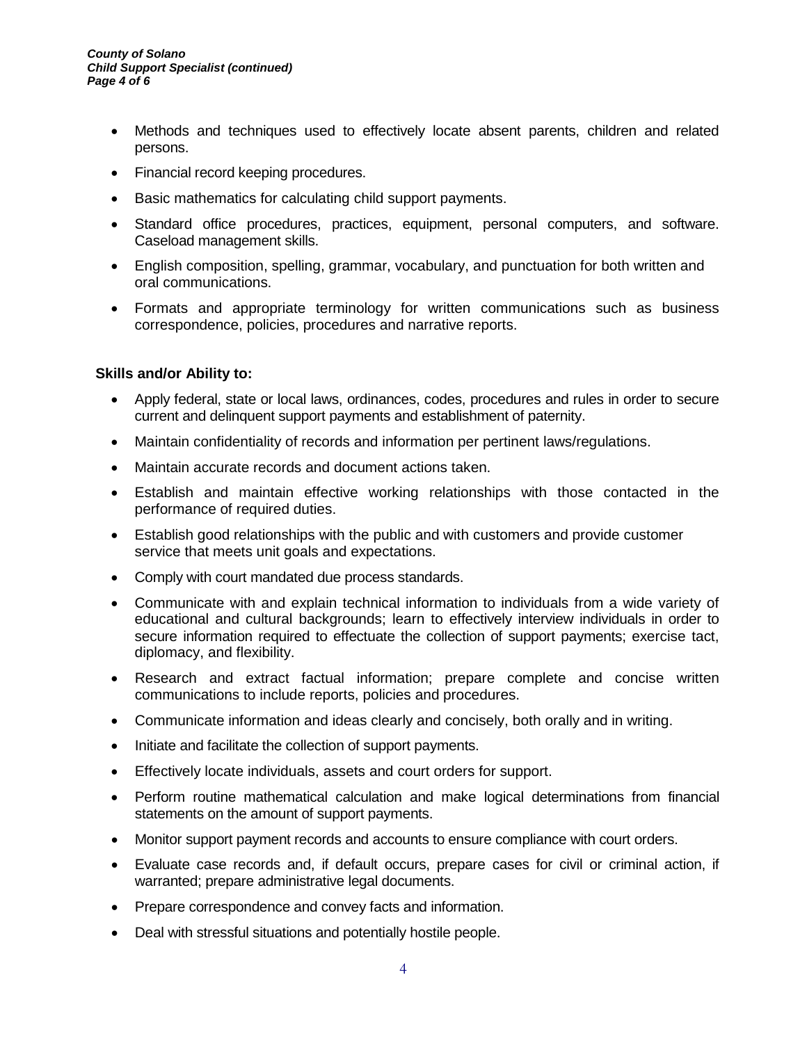- Methods and techniques used to effectively locate absent parents, children and related persons.
- Financial record keeping procedures.
- Basic mathematics for calculating child support payments.
- Standard office procedures, practices, equipment, personal computers, and software. Caseload management skills.
- English composition, spelling, grammar, vocabulary, and punctuation for both written and oral communications.
- Formats and appropriate terminology for written communications such as business correspondence, policies, procedures and narrative reports.

**Skills and/or Ability to:**

- Apply federal, state or local laws, ordinances, codes, procedures and rules in order to secure current and delinquent support payments and establishment of paternity.
- Maintain confidentiality of records and information per pertinent laws/regulations.
- Maintain accurate records and document actions taken.
- Establish and maintain effective working relationships with those contacted in the performance of required duties.
- Establish good relationships with the public and with customers and provide customer service that meets unit goals and expectations.
- Comply with court mandated due process standards.
- Communicate with and explain technical information to individuals from a wide variety of educational and cultural backgrounds; learn to effectively interview individuals in order to secure information required to effectuate the collection of support payments; exercise tact, diplomacy, and flexibility.
- Research and extract factual information; prepare complete and concise written communications to include reports, policies and procedures.
- Communicate information and ideas clearly and concisely, both orally and in writing.
- Initiate and facilitate the collection of support payments.
- Effectively locate individuals, assets and court orders for support.
- Perform routine mathematical calculation and make logical determinations from financial statements on the amount of support payments.
- Monitor support payment records and accounts to ensure compliance with court orders.
- Evaluate case records and, if default occurs, prepare cases for civil or criminal action, if warranted; prepare administrative legal documents.
- Prepare correspondence and convey facts and information.
- Deal with stressful situations and potentially hostile people.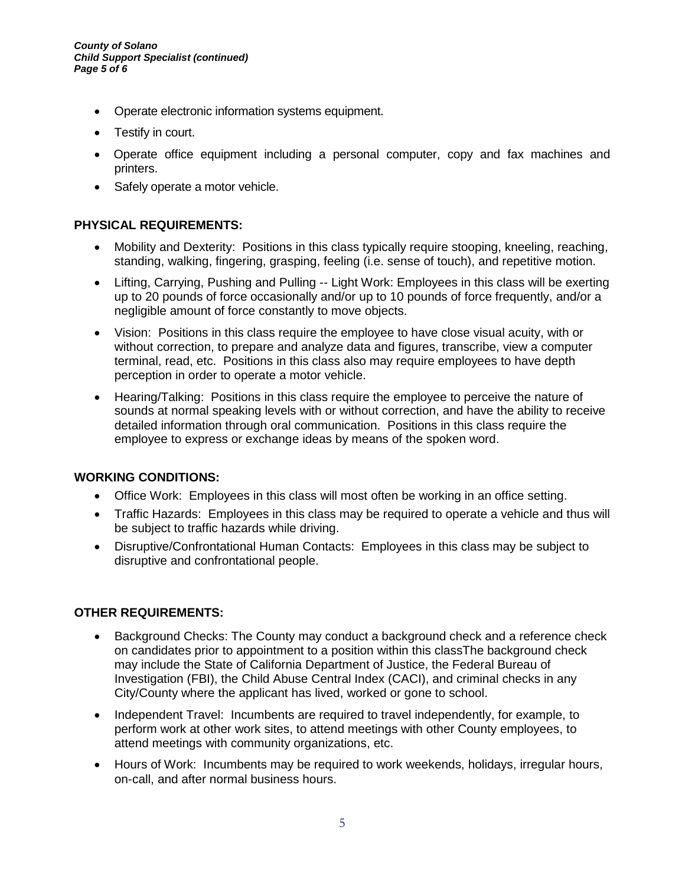- Operate electronic information systems equipment.
- Testify in court.
- Operate office equipment including a personal computer, copy and fax machines and printers.
- Safely operate a motor vehicle.

**PHYSICAL REQUIREMENTS:**

- Mobility and Dexterity: Positions in this class typically require stooping, kneeling, reaching, standing, walking, fingering, grasping, feeling (i.e. sense of touch), and repetitive motion.
- Lifting, Carrying, Pushing and Pulling -- Light Work: Employees in this class will be exerting up to 20 pounds of force occasionally and/or up to 10 pounds of force frequently, and/or a negligible amount of force constantly to move objects.
- Vision: Positions in this class require the employee to have close visual acuity, with or without correction, to prepare and analyze data and figures, transcribe, view a computer terminal, read, etc. Positions in this class also may require employees to have depth perception in order to operate a motor vehicle.
- Hearing/Talking: Positions in this class require the employee to perceive the nature of sounds at normal speaking levels with or without correction, and have the ability to receive detailed information through oral communication. Positions in this class require the employee to express or exchange ideas by means of the spoken word.

**WORKING CONDITIONS:**

- Office Work: Employees in this class will most often be working in an office setting.
- Traffic Hazards: Employees in this class may be required to operate a vehicle and thus will be subject to traffic hazards while driving.
- Disruptive/Confrontational Human Contacts: Employees in this class may be subject to disruptive and confrontational people.

**OTHER REQUIREMENTS:**

- Background Checks: The County may conduct a background check and a reference check on candidates prior to appointment to a position within this classThe background check may include the State of California Department of Justice, the Federal Bureau of Investigation (FBI), the Child Abuse Central Index (CACI), and criminal checks in any City/County where the applicant has lived, worked or gone to school.
- Independent Travel: Incumbents are required to travel independently, for example, to perform work at other work sites, to attend meetings with other County employees, to attend meetings with community organizations, etc.
- Hours of Work: Incumbents may be required to work weekends, holidays, irregular hours, on-call, and after normal business hours.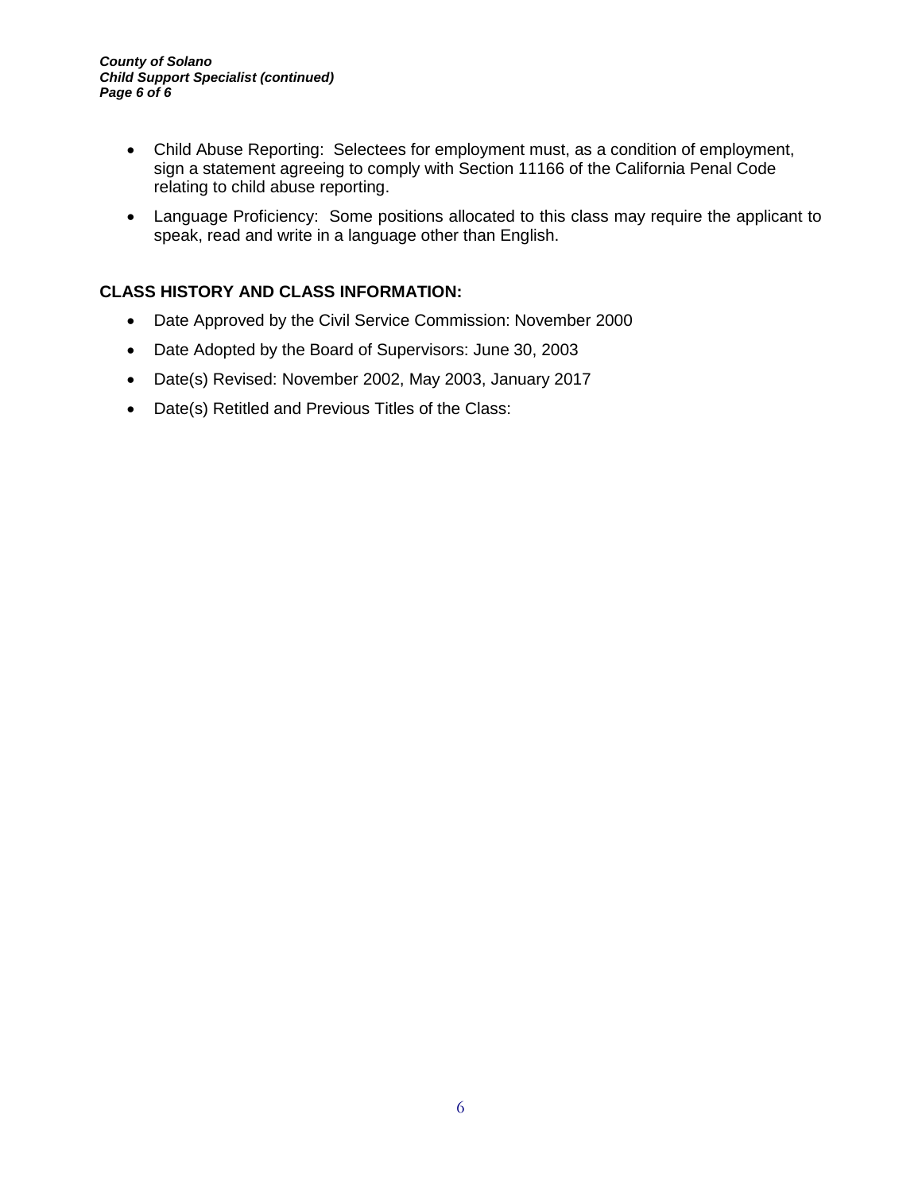- Child Abuse Reporting: Selectees for employment must, as a condition of employment, sign a statement agreeing to comply with Section 11166 of the California Penal Code relating to child abuse reporting.
- Language Proficiency: Some positions allocated to this class may require the applicant to speak, read and write in a language other than English.

## CLASS HISTORY AND CLASS INFORMATION:

- Date Approved by the Civil Service Commission: November 2000
- Date Adopted by the Board of Supervisors: June 30, 2003
- Date(s) Revised: November 2002, May 2003, January 2017
- Date(s) Retitled and Previous Titles of the Class: